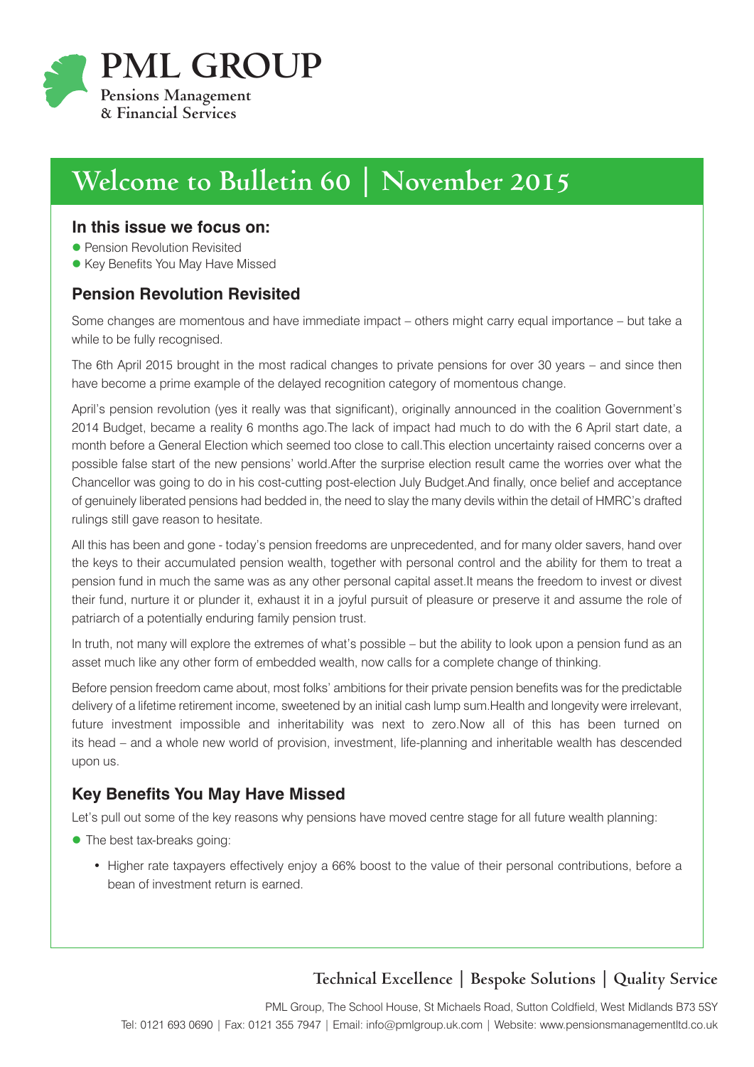# PML GROUP

**Pensions Management & Financial Services**

# Welcome to Bulletin 60 | November 2015

### In this issue we focus on:

- Pension Revolution Revisited
- Key Benefits You May Have Missed

## Pension Revolution Revisited

Some changes are momentous and have immediate impact – others might carry equal importance – but take a while to be fully recognised.

The 6th April 2015 brought in the most radical changes to private pensions for over 30 years – and since then have become a prime example of the delayed recognition category of momentous change.

April's pension revolution (yes it really was that significant), originally announced in the coalition Government's 2014 Budget, became a reality 6 months ago.The lack of impact had much to do with the 6 April start date, a month before a General Election which seemed too close to call.This election uncertainty raised concerns over a possible false start of the new pensions' world.After the surprise election result came the worries over what the Chancellor was going to do in his cost-cutting post-election July Budget.And finally, once belief and acceptance of genuinely liberated pensions had bedded in, the need to slay the many devils within the detail of HMRC's drafted rulings still gave reason to hesitate.

All this has been and gone - today's pension freedoms are unprecedented, and for many older savers, hand over the keys to their accumulated pension wealth, together with personal control and the ability for them to treat a pension fund in much the same was as any other personal capital asset.It means the freedom to invest or divest their fund, nurture it or plunder it, exhaust it in a joyful pursuit of pleasure or preserve it and assume the role of patriarch of a potentially enduring family pension trust.

In truth, not many will explore the extremes of what's possible – but the ability to look upon a pension fund as an asset much like any other form of embedded wealth, now calls for a complete change of thinking.

Before pension freedom came about, most folks' ambitions for their private pension benefits was for the predictable delivery of a lifetime retirement income, sweetened by an initial cash lump sum.Health and longevity were irrelevant, future investment impossible and inheritability was next to zero.Now all of this has been turned on its head – and a whole new world of provision, investment, life-planning and inheritable wealth has descended upon us.

## Key Benefits You May Have Missed

Let's pull out some of the key reasons why pensions have moved centre stage for all future wealth planning:

- The best tax-breaks going:
  - Higher rate taxpayers effectively enjoy a 66% boost to the value of their personal contributions, before a bean of investment return is earned.

**Technical Excellence | Bespoke Solutions | Quality Service**

PML Group, The School House, St Michaels Road, Sutton Coldfield, West Midlands B73 5SY
Tel: 0121 693 0690 | Fax: 0121 355 7947 | Email: info@pmlgroup.uk.com | Website: www.pensionsmanagementltd.co.uk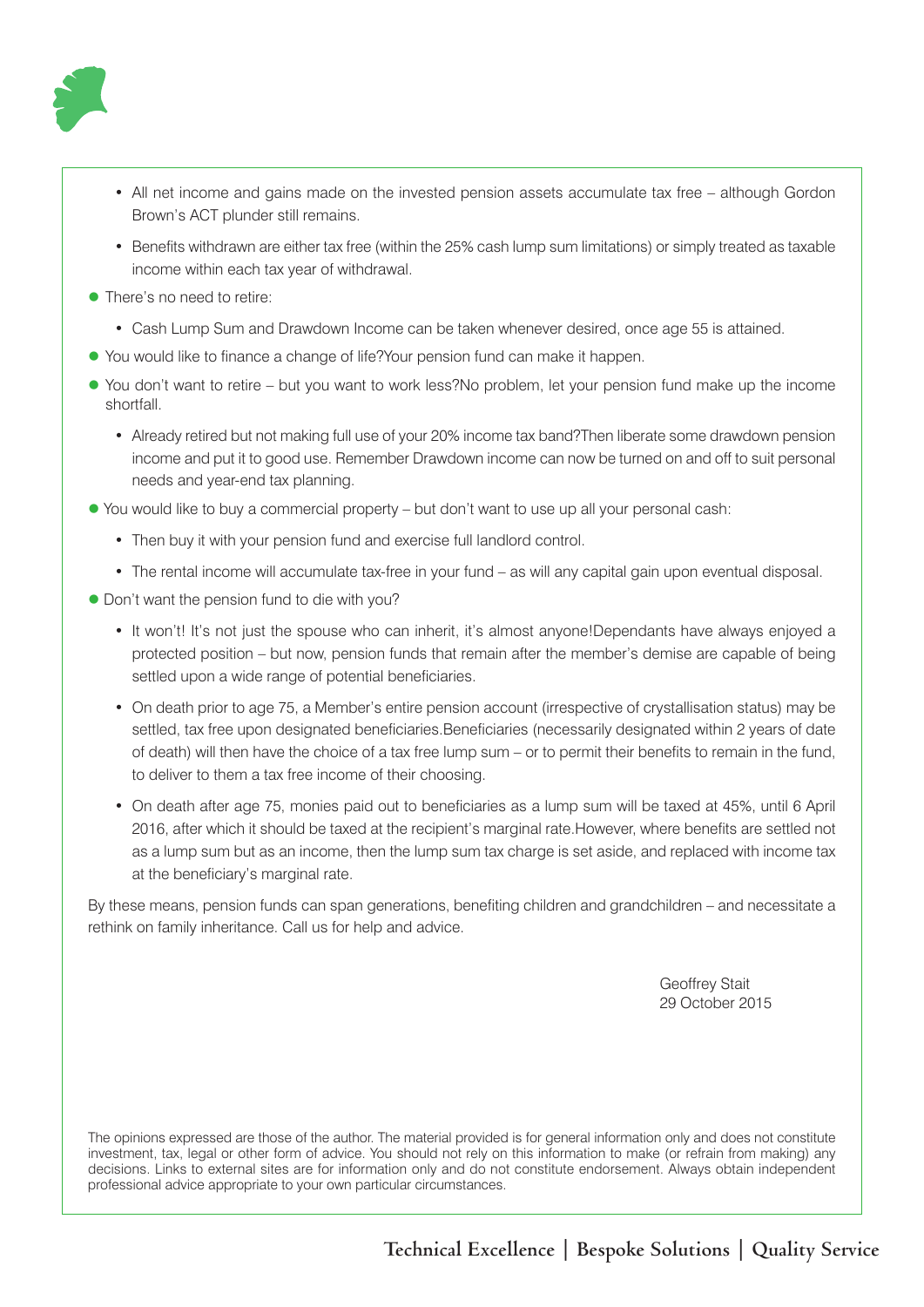- All net income and gains made on the invested pension assets accumulate tax free – although Gordon Brown's ACT plunder still remains.
- Benefits withdrawn are either tax free (within the 25% cash lump sum limitations) or simply treated as taxable income within each tax year of withdrawal.

- There's no need to retire:
  - Cash Lump Sum and Drawdown Income can be taken whenever desired, once age 55 is attained.
- You would like to finance a change of life?Your pension fund can make it happen.
- You don't want to retire – but you want to work less?No problem, let your pension fund make up the income shortfall.
  - Already retired but not making full use of your 20% income tax band?Then liberate some drawdown pension income and put it to good use. Remember Drawdown income can now be turned on and off to suit personal needs and year-end tax planning.
- You would like to buy a commercial property – but don't want to use up all your personal cash:
  - Then buy it with your pension fund and exercise full landlord control.
  - The rental income will accumulate tax-free in your fund – as will any capital gain upon eventual disposal.
- Don't want the pension fund to die with you?
  - It won't! It's not just the spouse who can inherit, it's almost anyone!Dependants have always enjoyed a protected position – but now, pension funds that remain after the member's demise are capable of being settled upon a wide range of potential beneficiaries.
  - On death prior to age 75, a Member's entire pension account (irrespective of crystallisation status) may be settled, tax free upon designated beneficiaries.Beneficiaries (necessarily designated within 2 years of date of death) will then have the choice of a tax free lump sum – or to permit their benefits to remain in the fund, to deliver to them a tax free income of their choosing.
  - On death after age 75, monies paid out to beneficiaries as a lump sum will be taxed at 45%, until 6 April 2016, after which it should be taxed at the recipient's marginal rate.However, where benefits are settled not as a lump sum but as an income, then the lump sum tax charge is set aside, and replaced with income tax at the beneficiary's marginal rate.

By these means, pension funds can span generations, benefiting children and grandchildren – and necessitate a rethink on family inheritance. Call us for help and advice.

Geoffrey Stait
29 October 2015

The opinions expressed are those of the author. The material provided is for general information only and does not constitute investment, tax, legal or other form of advice. You should not rely on this information to make (or refrain from making) any decisions. Links to external sites are for information only and do not constitute endorsement. Always obtain independent professional advice appropriate to your own particular circumstances.

Technical Excellence | Bespoke Solutions | Quality Service